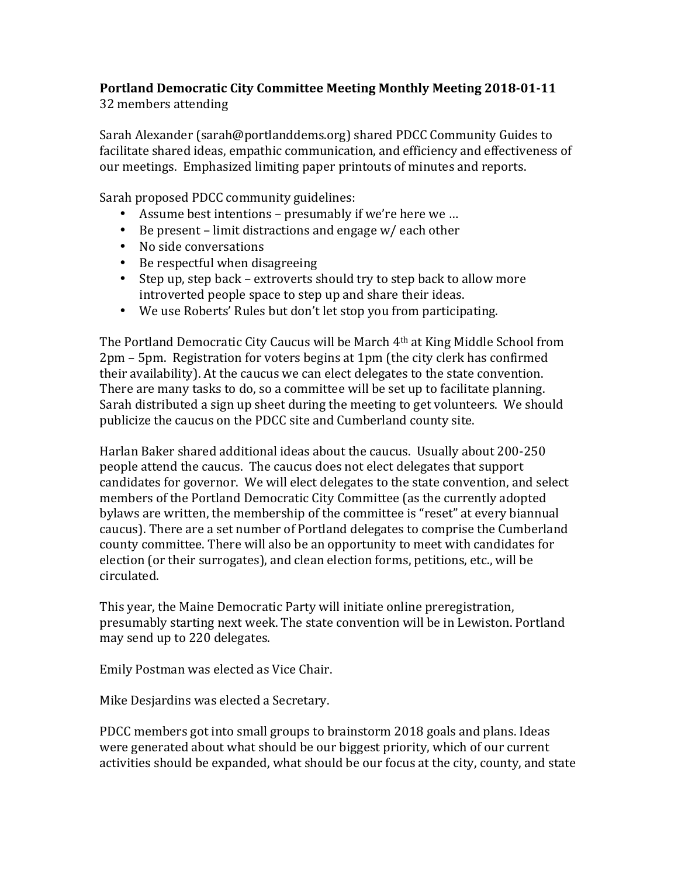**Portland Democratic City Committee Meeting Monthly Meeting 2018-01-11**
32 members attending

Sarah Alexander (sarah@portlanddems.org) shared PDCC Community Guides to facilitate shared ideas, empathic communication, and efficiency and effectiveness of our meetings. Emphasized limiting paper printouts of minutes and reports.

Sarah proposed PDCC community guidelines:

- Assume best intentions – presumably if we're here we …
- Be present – limit distractions and engage w/ each other
- No side conversations
- Be respectful when disagreeing
- Step up, step back – extroverts should try to step back to allow more introverted people space to step up and share their ideas.
- We use Roberts' Rules but don't let stop you from participating.

The Portland Democratic City Caucus will be March 4th at King Middle School from 2pm – 5pm. Registration for voters begins at 1pm (the city clerk has confirmed their availability). At the caucus we can elect delegates to the state convention. There are many tasks to do, so a committee will be set up to facilitate planning. Sarah distributed a sign up sheet during the meeting to get volunteers. We should publicize the caucus on the PDCC site and Cumberland county site.

Harlan Baker shared additional ideas about the caucus. Usually about 200-250 people attend the caucus. The caucus does not elect delegates that support candidates for governor. We will elect delegates to the state convention, and select members of the Portland Democratic City Committee (as the currently adopted bylaws are written, the membership of the committee is "reset" at every biannual caucus). There are a set number of Portland delegates to comprise the Cumberland county committee. There will also be an opportunity to meet with candidates for election (or their surrogates), and clean election forms, petitions, etc., will be circulated.

This year, the Maine Democratic Party will initiate online preregistration, presumably starting next week. The state convention will be in Lewiston. Portland may send up to 220 delegates.

Emily Postman was elected as Vice Chair.

Mike Desjardins was elected a Secretary.

PDCC members got into small groups to brainstorm 2018 goals and plans. Ideas were generated about what should be our biggest priority, which of our current activities should be expanded, what should be our focus at the city, county, and state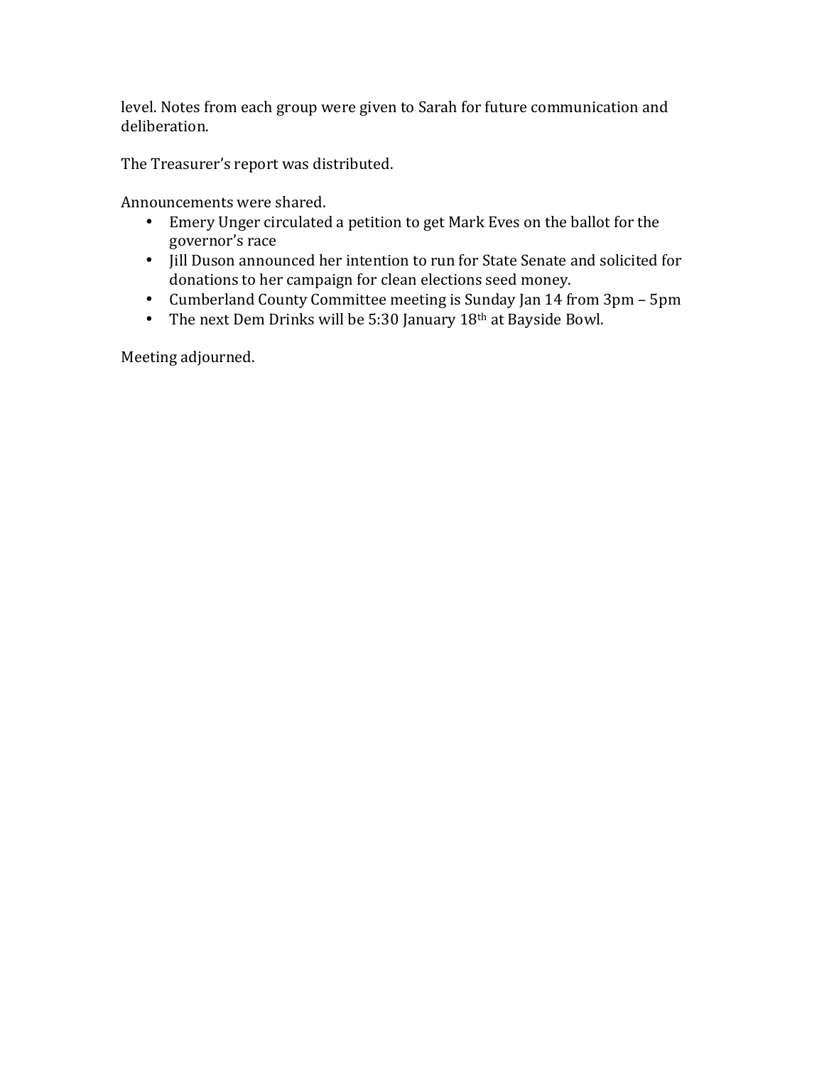level. Notes from each group were given to Sarah for future communication and deliberation.

The Treasurer's report was distributed.

Announcements were shared.

- Emery Unger circulated a petition to get Mark Eves on the ballot for the governor's race
- Jill Duson announced her intention to run for State Senate and solicited for donations to her campaign for clean elections seed money.
- Cumberland County Committee meeting is Sunday Jan 14 from 3pm – 5pm
- The next Dem Drinks will be 5:30 January 18th at Bayside Bowl.

Meeting adjourned.